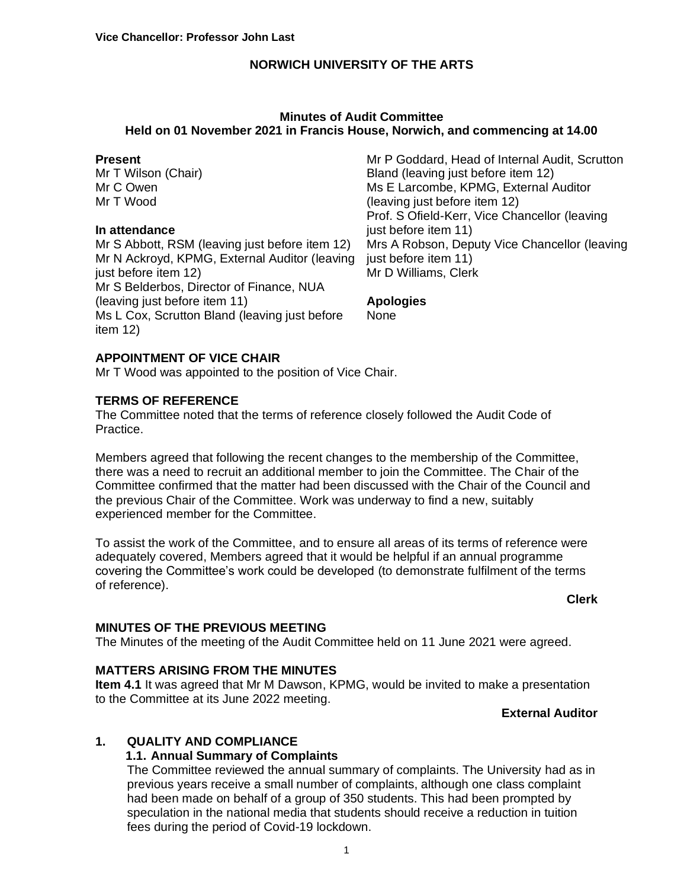**Vice Chancellor: Professor John Last**

# NORWICH UNIVERSITY OF THE ARTS

## Minutes of Audit Committee
## Held on 01 November 2021 in Francis House, Norwich, and commencing at 14.00

**Present**
Mr T Wilson (Chair)
Mr C Owen
Mr T Wood

**In attendance**
Mr S Abbott, RSM (leaving just before item 12)
Mr N Ackroyd, KPMG, External Auditor (leaving just before item 12)
Mr S Belderbos, Director of Finance, NUA (leaving just before item 11)
Ms L Cox, Scrutton Bland (leaving just before item 12)
Mr P Goddard, Head of Internal Audit, Scrutton Bland (leaving just before item 12)
Ms E Larcombe, KPMG, External Auditor (leaving just before item 12)
Prof. S Ofield-Kerr, Vice Chancellor (leaving just before item 11)
Mrs A Robson, Deputy Vice Chancellor (leaving just before item 11)
Mr D Williams, Clerk

**Apologies**
None

### APPOINTMENT OF VICE CHAIR
Mr T Wood was appointed to the position of Vice Chair.

### TERMS OF REFERENCE
The Committee noted that the terms of reference closely followed the Audit Code of Practice.

Members agreed that following the recent changes to the membership of the Committee, there was a need to recruit an additional member to join the Committee. The Chair of the Committee confirmed that the matter had been discussed with the Chair of the Council and the previous Chair of the Committee. Work was underway to find a new, suitably experienced member for the Committee.

To assist the work of the Committee, and to ensure all areas of its terms of reference were adequately covered, Members agreed that it would be helpful if an annual programme covering the Committee's work could be developed (to demonstrate fulfilment of the terms of reference).

**Clerk**

### MINUTES OF THE PREVIOUS MEETING
The Minutes of the meeting of the Audit Committee held on 11 June 2021 were agreed.

### MATTERS ARISING FROM THE MINUTES
**Item 4.1** It was agreed that Mr M Dawson, KPMG, would be invited to make a presentation to the Committee at its June 2022 meeting.

**External Auditor**

### 1. QUALITY AND COMPLIANCE

#### 1.1. Annual Summary of Complaints
The Committee reviewed the annual summary of complaints. The University had as in previous years receive a small number of complaints, although one class complaint had been made on behalf of a group of 350 students. This had been prompted by speculation in the national media that students should receive a reduction in tuition fees during the period of Covid-19 lockdown.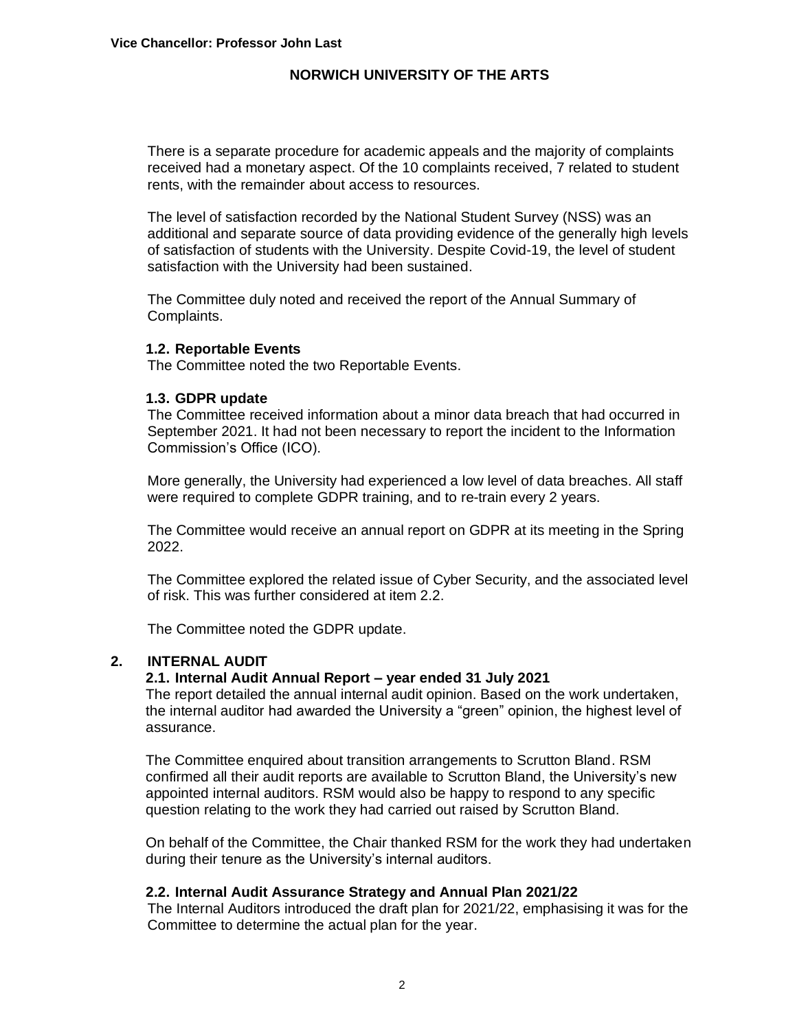There is a separate procedure for academic appeals and the majority of complaints received had a monetary aspect. Of the 10 complaints received, 7 related to student rents, with the remainder about access to resources.

The level of satisfaction recorded by the National Student Survey (NSS) was an additional and separate source of data providing evidence of the generally high levels of satisfaction of students with the University. Despite Covid-19, the level of student satisfaction with the University had been sustained.

The Committee duly noted and received the report of the Annual Summary of Complaints.

### 1.2. Reportable Events

The Committee noted the two Reportable Events.

### 1.3. GDPR update

The Committee received information about a minor data breach that had occurred in September 2021. It had not been necessary to report the incident to the Information Commission's Office (ICO).

More generally, the University had experienced a low level of data breaches. All staff were required to complete GDPR training, and to re-train every 2 years.

The Committee would receive an annual report on GDPR at its meeting in the Spring 2022.

The Committee explored the related issue of Cyber Security, and the associated level of risk. This was further considered at item 2.2.

The Committee noted the GDPR update.

## 2. INTERNAL AUDIT

### 2.1. Internal Audit Annual Report – year ended 31 July 2021

The report detailed the annual internal audit opinion. Based on the work undertaken, the internal auditor had awarded the University a "green" opinion, the highest level of assurance.

The Committee enquired about transition arrangements to Scrutton Bland. RSM confirmed all their audit reports are available to Scrutton Bland, the University's new appointed internal auditors. RSM would also be happy to respond to any specific question relating to the work they had carried out raised by Scrutton Bland.

On behalf of the Committee, the Chair thanked RSM for the work they had undertaken during their tenure as the University's internal auditors.

### 2.2. Internal Audit Assurance Strategy and Annual Plan 2021/22

The Internal Auditors introduced the draft plan for 2021/22, emphasising it was for the Committee to determine the actual plan for the year.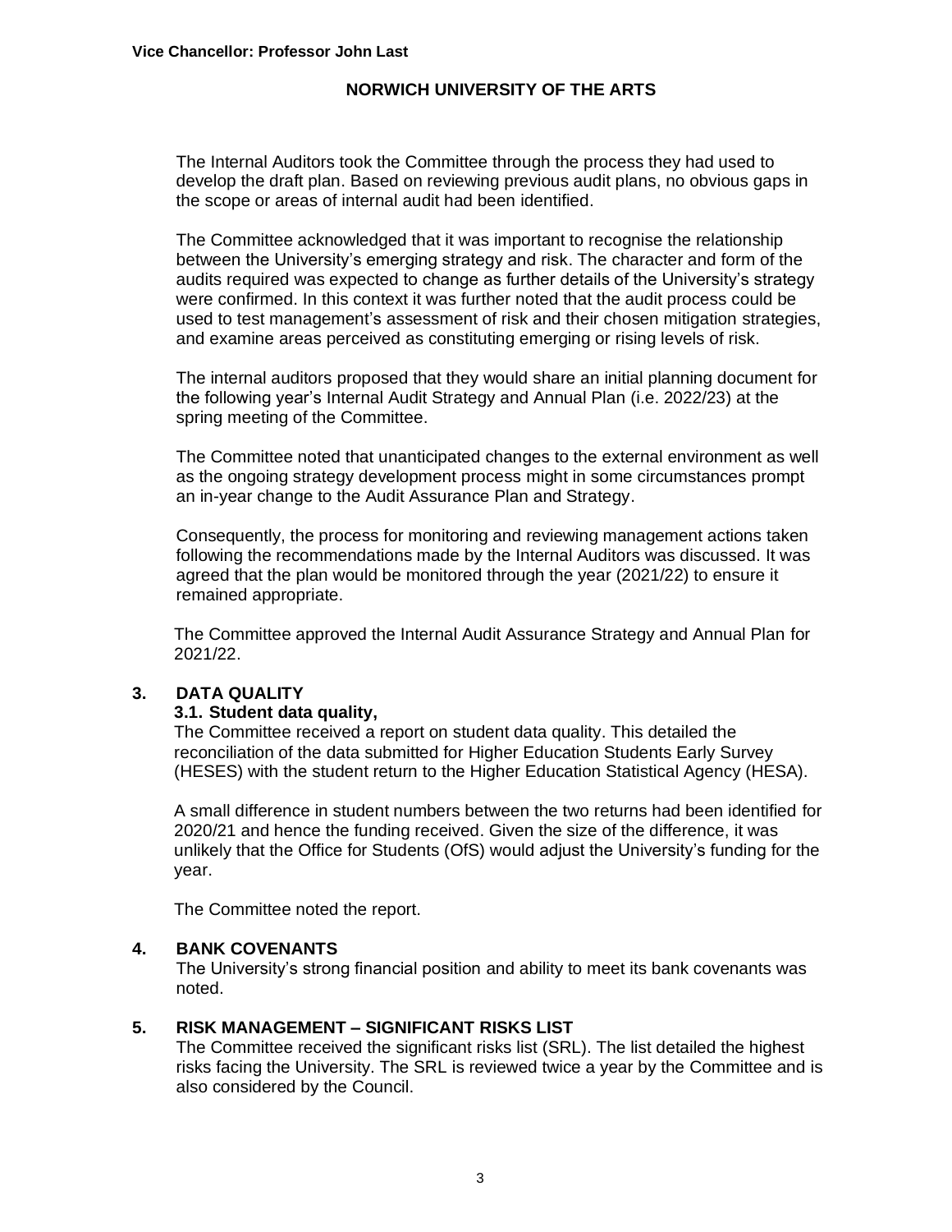The Internal Auditors took the Committee through the process they had used to develop the draft plan. Based on reviewing previous audit plans, no obvious gaps in the scope or areas of internal audit had been identified.

The Committee acknowledged that it was important to recognise the relationship between the University's emerging strategy and risk. The character and form of the audits required was expected to change as further details of the University's strategy were confirmed. In this context it was further noted that the audit process could be used to test management's assessment of risk and their chosen mitigation strategies, and examine areas perceived as constituting emerging or rising levels of risk.

The internal auditors proposed that they would share an initial planning document for the following year's Internal Audit Strategy and Annual Plan (i.e. 2022/23) at the spring meeting of the Committee.

The Committee noted that unanticipated changes to the external environment as well as the ongoing strategy development process might in some circumstances prompt an in-year change to the Audit Assurance Plan and Strategy.

Consequently, the process for monitoring and reviewing management actions taken following the recommendations made by the Internal Auditors was discussed. It was agreed that the plan would be monitored through the year (2021/22) to ensure it remained appropriate.

The Committee approved the Internal Audit Assurance Strategy and Annual Plan for 2021/22.

## 3. DATA QUALITY

### 3.1. Student data quality,

The Committee received a report on student data quality. This detailed the reconciliation of the data submitted for Higher Education Students Early Survey (HESES) with the student return to the Higher Education Statistical Agency (HESA).

A small difference in student numbers between the two returns had been identified for 2020/21 and hence the funding received. Given the size of the difference, it was unlikely that the Office for Students (OfS) would adjust the University's funding for the year.

The Committee noted the report.

## 4. BANK COVENANTS

The University's strong financial position and ability to meet its bank covenants was noted.

## 5. RISK MANAGEMENT – SIGNIFICANT RISKS LIST

The Committee received the significant risks list (SRL). The list detailed the highest risks facing the University. The SRL is reviewed twice a year by the Committee and is also considered by the Council.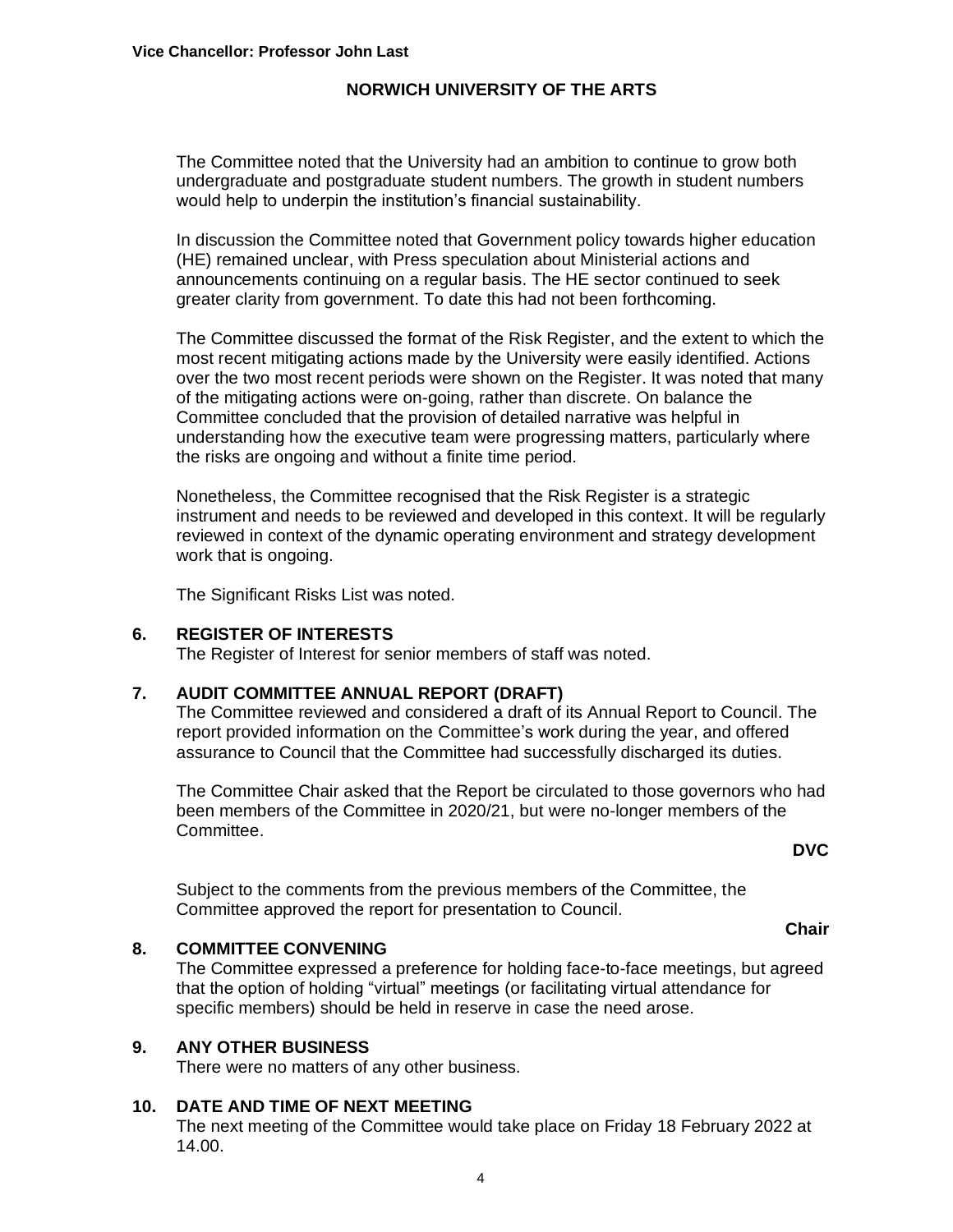**Vice Chancellor: Professor John Last**

**NORWICH UNIVERSITY OF THE ARTS**

The Committee noted that the University had an ambition to continue to grow both undergraduate and postgraduate student numbers. The growth in student numbers would help to underpin the institution's financial sustainability.

In discussion the Committee noted that Government policy towards higher education (HE) remained unclear, with Press speculation about Ministerial actions and announcements continuing on a regular basis. The HE sector continued to seek greater clarity from government. To date this had not been forthcoming.

The Committee discussed the format of the Risk Register, and the extent to which the most recent mitigating actions made by the University were easily identified. Actions over the two most recent periods were shown on the Register. It was noted that many of the mitigating actions were on-going, rather than discrete. On balance the Committee concluded that the provision of detailed narrative was helpful in understanding how the executive team were progressing matters, particularly where the risks are ongoing and without a finite time period.

Nonetheless, the Committee recognised that the Risk Register is a strategic instrument and needs to be reviewed and developed in this context. It will be regularly reviewed in context of the dynamic operating environment and strategy development work that is ongoing.

The Significant Risks List was noted.

## 6. REGISTER OF INTERESTS

The Register of Interest for senior members of staff was noted.

## 7. AUDIT COMMITTEE ANNUAL REPORT (DRAFT)

The Committee reviewed and considered a draft of its Annual Report to Council. The report provided information on the Committee's work during the year, and offered assurance to Council that the Committee had successfully discharged its duties.

The Committee Chair asked that the Report be circulated to those governors who had been members of the Committee in 2020/21, but were no-longer members of the Committee.

**DVC**

Subject to the comments from the previous members of the Committee, the Committee approved the report for presentation to Council.

**Chair**

## 8. COMMITTEE CONVENING

The Committee expressed a preference for holding face-to-face meetings, but agreed that the option of holding "virtual" meetings (or facilitating virtual attendance for specific members) should be held in reserve in case the need arose.

## 9. ANY OTHER BUSINESS

There were no matters of any other business.

## 10. DATE AND TIME OF NEXT MEETING

The next meeting of the Committee would take place on Friday 18 February 2022 at 14.00.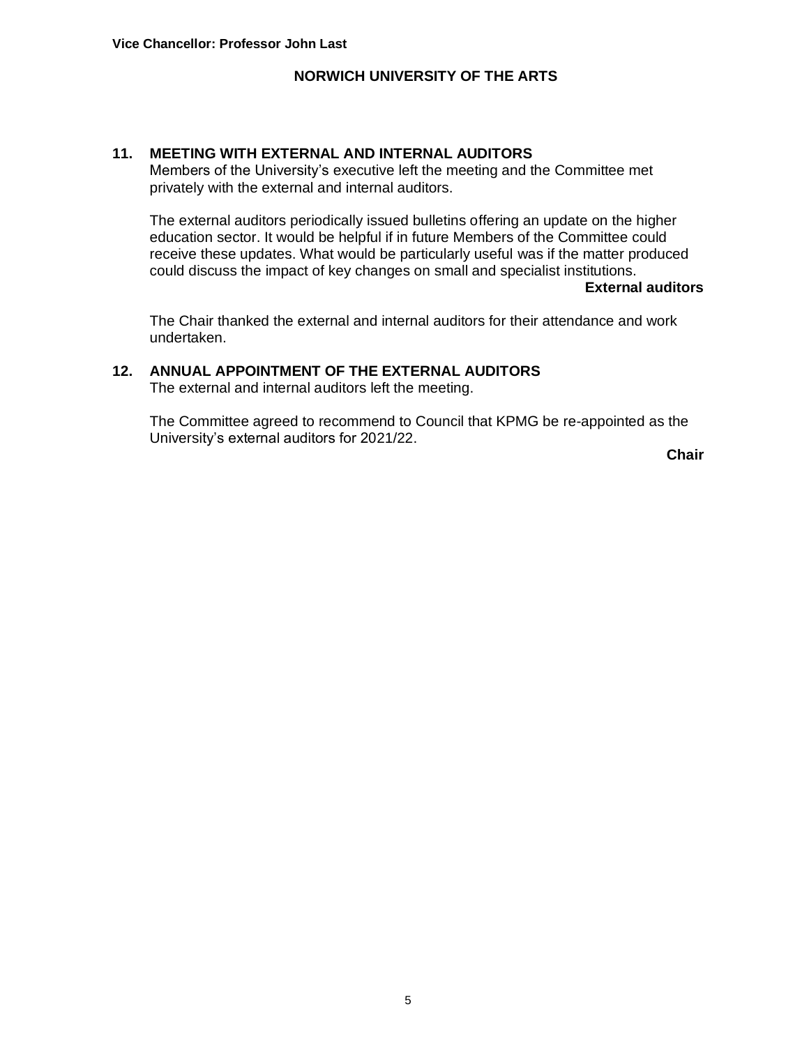**Vice Chancellor: Professor John Last**

**NORWICH UNIVERSITY OF THE ARTS**

## 11. MEETING WITH EXTERNAL AND INTERNAL AUDITORS

Members of the University's executive left the meeting and the Committee met privately with the external and internal auditors.

The external auditors periodically issued bulletins offering an update on the higher education sector. It would be helpful if in future Members of the Committee could receive these updates. What would be particularly useful was if the matter produced could discuss the impact of key changes on small and specialist institutions.

**External auditors**

The Chair thanked the external and internal auditors for their attendance and work undertaken.

## 12. ANNUAL APPOINTMENT OF THE EXTERNAL AUDITORS

The external and internal auditors left the meeting.

The Committee agreed to recommend to Council that KPMG be re-appointed as the University's external auditors for 2021/22.

**Chair**